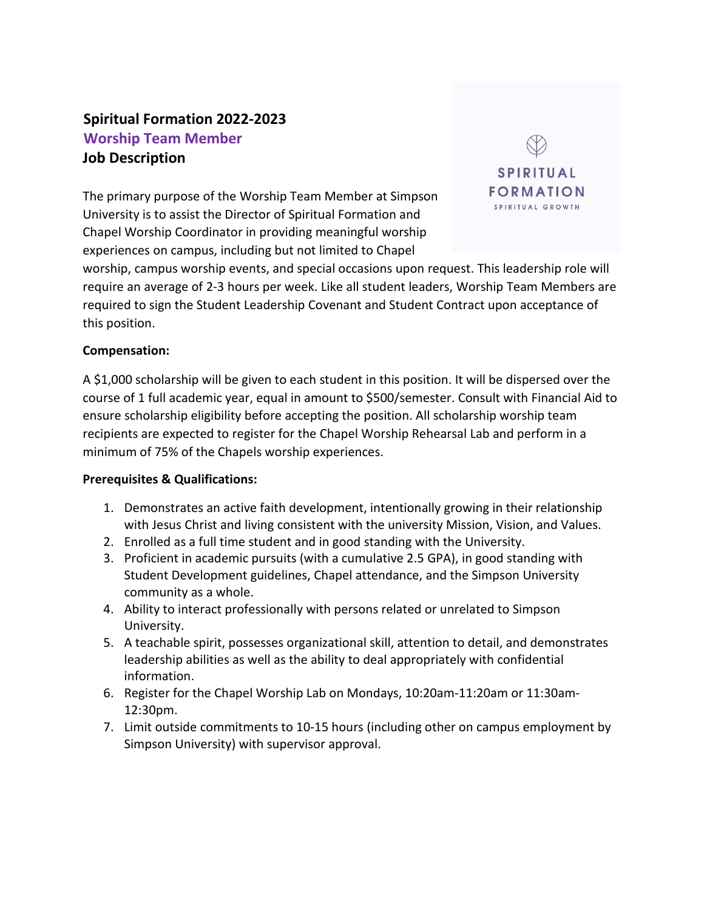# Spiritual Formation 2022-2023

## Worship Team Member

## Job Description

SPIRITUAL FORMATION

SPIRITUAL GROWTH

The primary purpose of the Worship Team Member at Simpson University is to assist the Director of Spiritual Formation and Chapel Worship Coordinator in providing meaningful worship experiences on campus, including but not limited to Chapel worship, campus worship events, and special occasions upon request. This leadership role will require an average of 2-3 hours per week. Like all student leaders, Worship Team Members are required to sign the Student Leadership Covenant and Student Contract upon acceptance of this position.

**Compensation:**

A $1,000 scholarship will be given to each student in this position. It will be dispersed over the course of 1 full academic year, equal in amount to $500/semester. Consult with Financial Aid to ensure scholarship eligibility before accepting the position. All scholarship worship team recipients are expected to register for the Chapel Worship Rehearsal Lab and perform in a minimum of 75% of the Chapels worship experiences.

**Prerequisites & Qualifications:**

1. Demonstrates an active faith development, intentionally growing in their relationship with Jesus Christ and living consistent with the university Mission, Vision, and Values.
2. Enrolled as a full time student and in good standing with the University.
3. Proficient in academic pursuits (with a cumulative 2.5 GPA), in good standing with Student Development guidelines, Chapel attendance, and the Simpson University community as a whole.
4. Ability to interact professionally with persons related or unrelated to Simpson University.
5. A teachable spirit, possesses organizational skill, attention to detail, and demonstrates leadership abilities as well as the ability to deal appropriately with confidential information.
6. Register for the Chapel Worship Lab on Mondays, 10:20am-11:20am or 11:30am-12:30pm.
7. Limit outside commitments to 10-15 hours (including other on campus employment by Simpson University) with supervisor approval.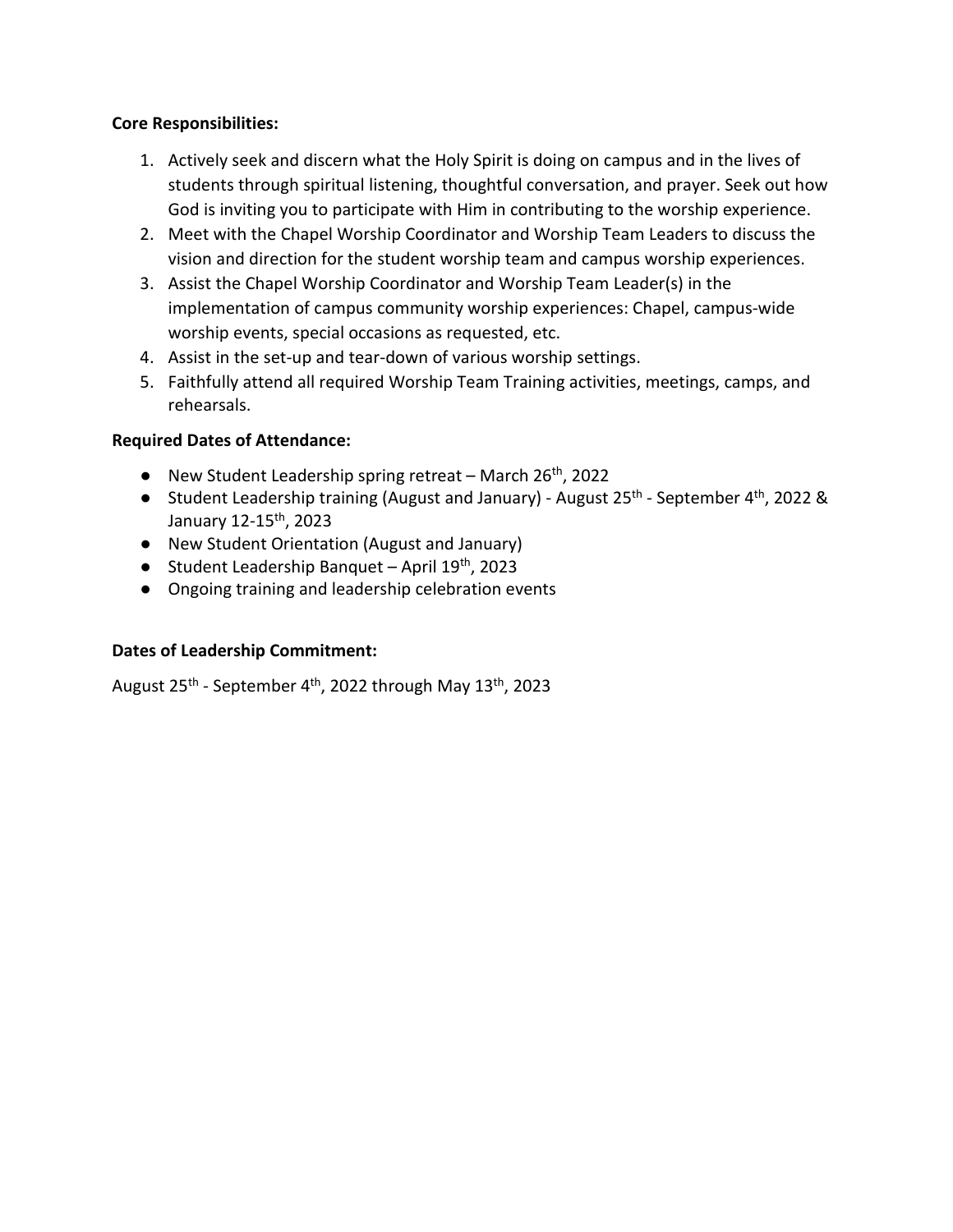**Core Responsibilities:**

1. Actively seek and discern what the Holy Spirit is doing on campus and in the lives of students through spiritual listening, thoughtful conversation, and prayer. Seek out how God is inviting you to participate with Him in contributing to the worship experience.
2. Meet with the Chapel Worship Coordinator and Worship Team Leaders to discuss the vision and direction for the student worship team and campus worship experiences.
3. Assist the Chapel Worship Coordinator and Worship Team Leader(s) in the implementation of campus community worship experiences: Chapel, campus-wide worship events, special occasions as requested, etc.
4. Assist in the set-up and tear-down of various worship settings.
5. Faithfully attend all required Worship Team Training activities, meetings, camps, and rehearsals.

**Required Dates of Attendance:**

- New Student Leadership spring retreat – March 26th, 2022
- Student Leadership training (August and January) - August 25th - September 4th, 2022 & January 12-15th, 2023
- New Student Orientation (August and January)
- Student Leadership Banquet – April 19th, 2023
- Ongoing training and leadership celebration events

**Dates of Leadership Commitment:**

August 25th - September 4th, 2022 through May 13th, 2023